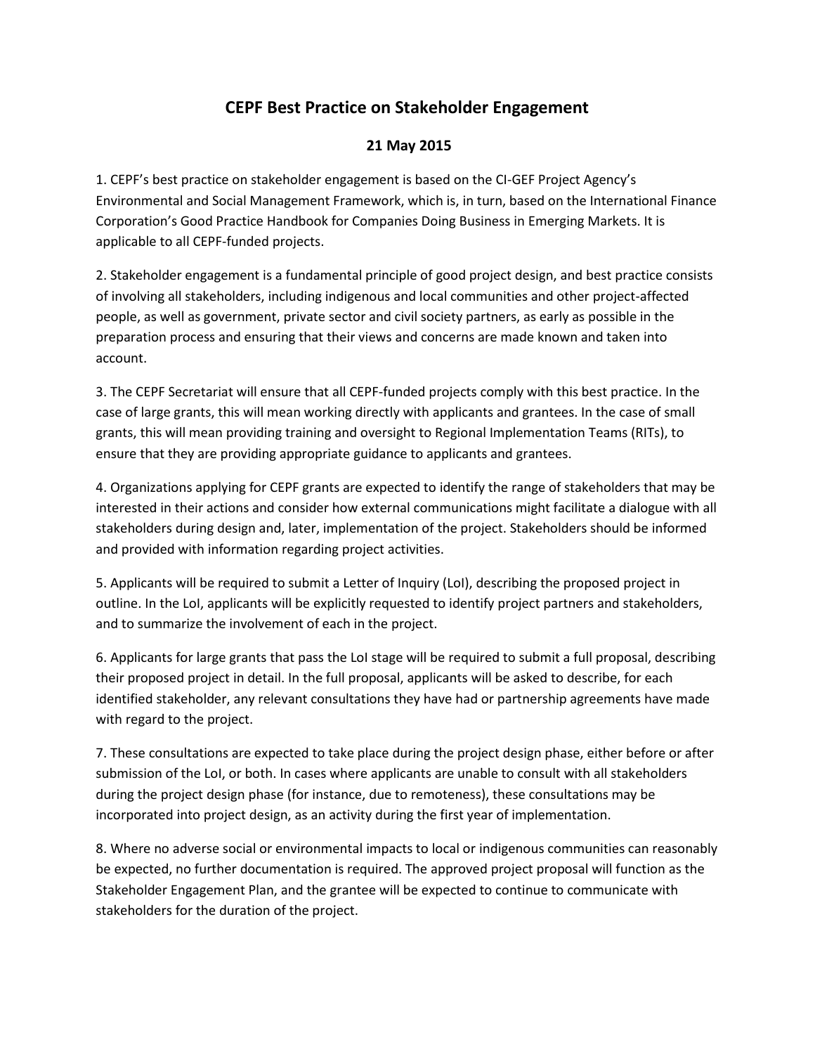# CEPF Best Practice on Stakeholder Engagement

**21 May 2015**

1. CEPF's best practice on stakeholder engagement is based on the CI-GEF Project Agency's Environmental and Social Management Framework, which is, in turn, based on the International Finance Corporation's Good Practice Handbook for Companies Doing Business in Emerging Markets. It is applicable to all CEPF-funded projects.

2. Stakeholder engagement is a fundamental principle of good project design, and best practice consists of involving all stakeholders, including indigenous and local communities and other project-affected people, as well as government, private sector and civil society partners, as early as possible in the preparation process and ensuring that their views and concerns are made known and taken into account.

3. The CEPF Secretariat will ensure that all CEPF-funded projects comply with this best practice. In the case of large grants, this will mean working directly with applicants and grantees. In the case of small grants, this will mean providing training and oversight to Regional Implementation Teams (RITs), to ensure that they are providing appropriate guidance to applicants and grantees.

4. Organizations applying for CEPF grants are expected to identify the range of stakeholders that may be interested in their actions and consider how external communications might facilitate a dialogue with all stakeholders during design and, later, implementation of the project. Stakeholders should be informed and provided with information regarding project activities.

5. Applicants will be required to submit a Letter of Inquiry (LoI), describing the proposed project in outline. In the LoI, applicants will be explicitly requested to identify project partners and stakeholders, and to summarize the involvement of each in the project.

6. Applicants for large grants that pass the LoI stage will be required to submit a full proposal, describing their proposed project in detail. In the full proposal, applicants will be asked to describe, for each identified stakeholder, any relevant consultations they have had or partnership agreements have made with regard to the project.

7. These consultations are expected to take place during the project design phase, either before or after submission of the LoI, or both. In cases where applicants are unable to consult with all stakeholders during the project design phase (for instance, due to remoteness), these consultations may be incorporated into project design, as an activity during the first year of implementation.

8. Where no adverse social or environmental impacts to local or indigenous communities can reasonably be expected, no further documentation is required. The approved project proposal will function as the Stakeholder Engagement Plan, and the grantee will be expected to continue to communicate with stakeholders for the duration of the project.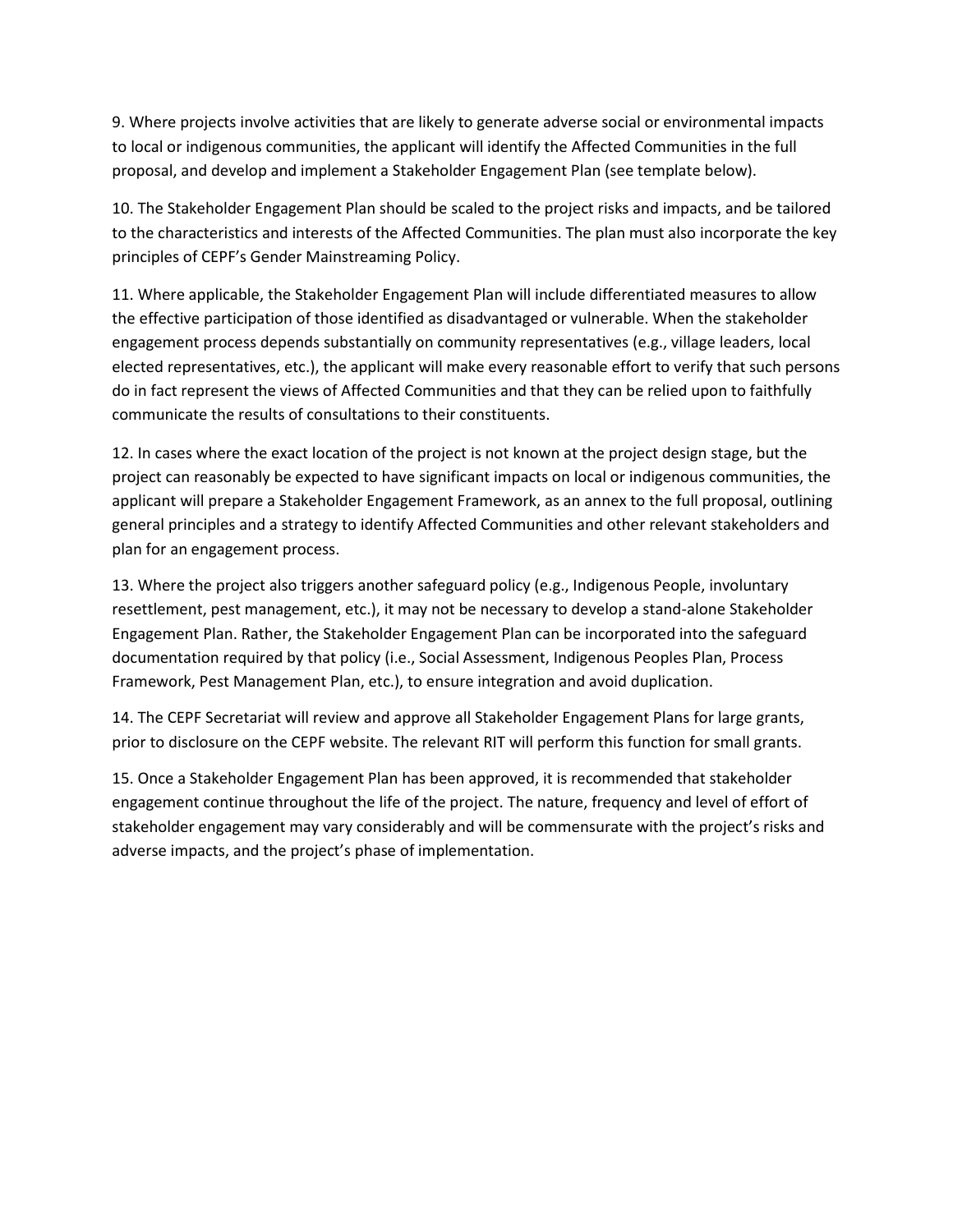9. Where projects involve activities that are likely to generate adverse social or environmental impacts to local or indigenous communities, the applicant will identify the Affected Communities in the full proposal, and develop and implement a Stakeholder Engagement Plan (see template below).

10. The Stakeholder Engagement Plan should be scaled to the project risks and impacts, and be tailored to the characteristics and interests of the Affected Communities. The plan must also incorporate the key principles of CEPF's Gender Mainstreaming Policy.

11. Where applicable, the Stakeholder Engagement Plan will include differentiated measures to allow the effective participation of those identified as disadvantaged or vulnerable. When the stakeholder engagement process depends substantially on community representatives (e.g., village leaders, local elected representatives, etc.), the applicant will make every reasonable effort to verify that such persons do in fact represent the views of Affected Communities and that they can be relied upon to faithfully communicate the results of consultations to their constituents.

12. In cases where the exact location of the project is not known at the project design stage, but the project can reasonably be expected to have significant impacts on local or indigenous communities, the applicant will prepare a Stakeholder Engagement Framework, as an annex to the full proposal, outlining general principles and a strategy to identify Affected Communities and other relevant stakeholders and plan for an engagement process.

13. Where the project also triggers another safeguard policy (e.g., Indigenous People, involuntary resettlement, pest management, etc.), it may not be necessary to develop a stand-alone Stakeholder Engagement Plan. Rather, the Stakeholder Engagement Plan can be incorporated into the safeguard documentation required by that policy (i.e., Social Assessment, Indigenous Peoples Plan, Process Framework, Pest Management Plan, etc.), to ensure integration and avoid duplication.

14. The CEPF Secretariat will review and approve all Stakeholder Engagement Plans for large grants, prior to disclosure on the CEPF website. The relevant RIT will perform this function for small grants.

15. Once a Stakeholder Engagement Plan has been approved, it is recommended that stakeholder engagement continue throughout the life of the project. The nature, frequency and level of effort of stakeholder engagement may vary considerably and will be commensurate with the project's risks and adverse impacts, and the project's phase of implementation.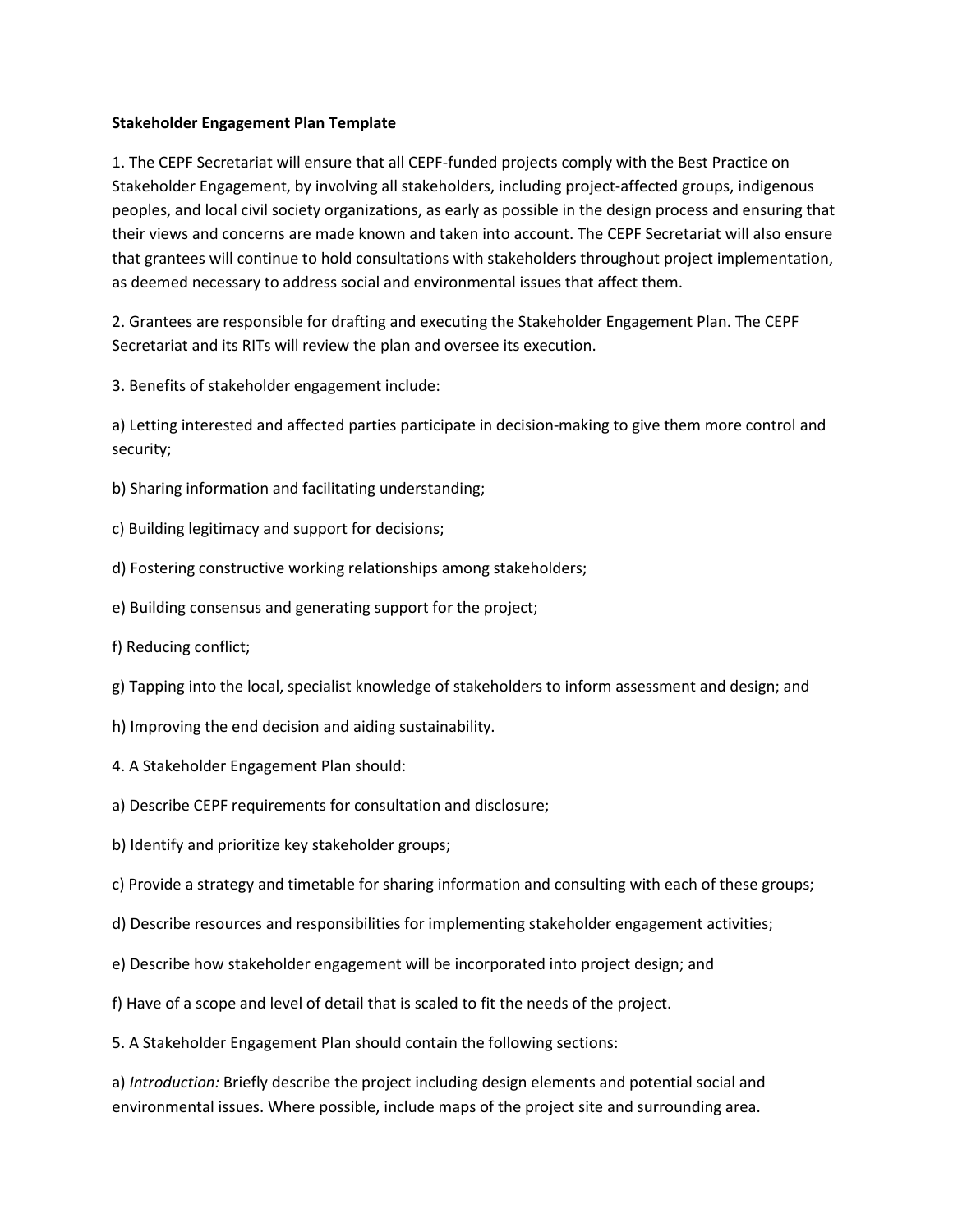**Stakeholder Engagement Plan Template**

1. The CEPF Secretariat will ensure that all CEPF-funded projects comply with the Best Practice on Stakeholder Engagement, by involving all stakeholders, including project-affected groups, indigenous peoples, and local civil society organizations, as early as possible in the design process and ensuring that their views and concerns are made known and taken into account. The CEPF Secretariat will also ensure that grantees will continue to hold consultations with stakeholders throughout project implementation, as deemed necessary to address social and environmental issues that affect them.

2. Grantees are responsible for drafting and executing the Stakeholder Engagement Plan. The CEPF Secretariat and its RITs will review the plan and oversee its execution.

3. Benefits of stakeholder engagement include:

a) Letting interested and affected parties participate in decision-making to give them more control and security;

b) Sharing information and facilitating understanding;

c) Building legitimacy and support for decisions;

d) Fostering constructive working relationships among stakeholders;

e) Building consensus and generating support for the project;

f) Reducing conflict;

g) Tapping into the local, specialist knowledge of stakeholders to inform assessment and design; and

h) Improving the end decision and aiding sustainability.

4. A Stakeholder Engagement Plan should:

a) Describe CEPF requirements for consultation and disclosure;

b) Identify and prioritize key stakeholder groups;

c) Provide a strategy and timetable for sharing information and consulting with each of these groups;

d) Describe resources and responsibilities for implementing stakeholder engagement activities;

e) Describe how stakeholder engagement will be incorporated into project design; and

f) Have of a scope and level of detail that is scaled to fit the needs of the project.

5. A Stakeholder Engagement Plan should contain the following sections:

a) *Introduction:* Briefly describe the project including design elements and potential social and environmental issues. Where possible, include maps of the project site and surrounding area.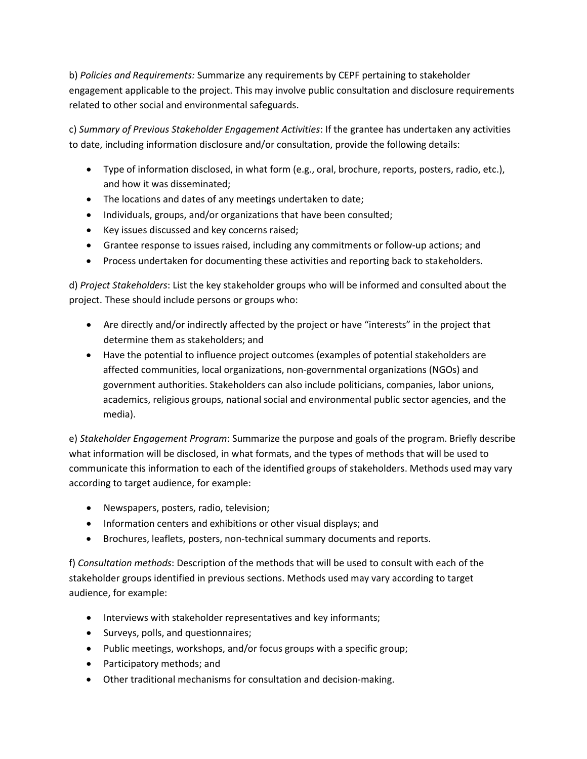b) *Policies and Requirements:* Summarize any requirements by CEPF pertaining to stakeholder engagement applicable to the project. This may involve public consultation and disclosure requirements related to other social and environmental safeguards.

c) *Summary of Previous Stakeholder Engagement Activities*: If the grantee has undertaken any activities to date, including information disclosure and/or consultation, provide the following details:

- Type of information disclosed, in what form (e.g., oral, brochure, reports, posters, radio, etc.), and how it was disseminated;
- The locations and dates of any meetings undertaken to date;
- Individuals, groups, and/or organizations that have been consulted;
- Key issues discussed and key concerns raised;
- Grantee response to issues raised, including any commitments or follow-up actions; and
- Process undertaken for documenting these activities and reporting back to stakeholders.

d) *Project Stakeholders*: List the key stakeholder groups who will be informed and consulted about the project. These should include persons or groups who:

- Are directly and/or indirectly affected by the project or have "interests" in the project that determine them as stakeholders; and
- Have the potential to influence project outcomes (examples of potential stakeholders are affected communities, local organizations, non-governmental organizations (NGOs) and government authorities. Stakeholders can also include politicians, companies, labor unions, academics, religious groups, national social and environmental public sector agencies, and the media).

e) *Stakeholder Engagement Program*: Summarize the purpose and goals of the program. Briefly describe what information will be disclosed, in what formats, and the types of methods that will be used to communicate this information to each of the identified groups of stakeholders. Methods used may vary according to target audience, for example:

- Newspapers, posters, radio, television;
- Information centers and exhibitions or other visual displays; and
- Brochures, leaflets, posters, non-technical summary documents and reports.

f) *Consultation methods*: Description of the methods that will be used to consult with each of the stakeholder groups identified in previous sections. Methods used may vary according to target audience, for example:

- Interviews with stakeholder representatives and key informants;
- Surveys, polls, and questionnaires;
- Public meetings, workshops, and/or focus groups with a specific group;
- Participatory methods; and
- Other traditional mechanisms for consultation and decision-making.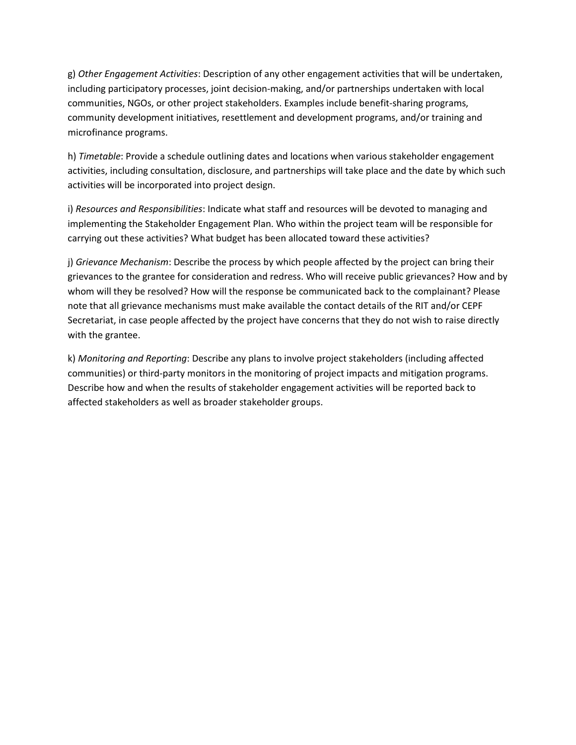g) *Other Engagement Activities*: Description of any other engagement activities that will be undertaken, including participatory processes, joint decision-making, and/or partnerships undertaken with local communities, NGOs, or other project stakeholders. Examples include benefit-sharing programs, community development initiatives, resettlement and development programs, and/or training and microfinance programs.

h) *Timetable*: Provide a schedule outlining dates and locations when various stakeholder engagement activities, including consultation, disclosure, and partnerships will take place and the date by which such activities will be incorporated into project design.

i) *Resources and Responsibilities*: Indicate what staff and resources will be devoted to managing and implementing the Stakeholder Engagement Plan. Who within the project team will be responsible for carrying out these activities? What budget has been allocated toward these activities?

j) *Grievance Mechanism*: Describe the process by which people affected by the project can bring their grievances to the grantee for consideration and redress. Who will receive public grievances? How and by whom will they be resolved? How will the response be communicated back to the complainant? Please note that all grievance mechanisms must make available the contact details of the RIT and/or CEPF Secretariat, in case people affected by the project have concerns that they do not wish to raise directly with the grantee.

k) *Monitoring and Reporting*: Describe any plans to involve project stakeholders (including affected communities) or third-party monitors in the monitoring of project impacts and mitigation programs. Describe how and when the results of stakeholder engagement activities will be reported back to affected stakeholders as well as broader stakeholder groups.